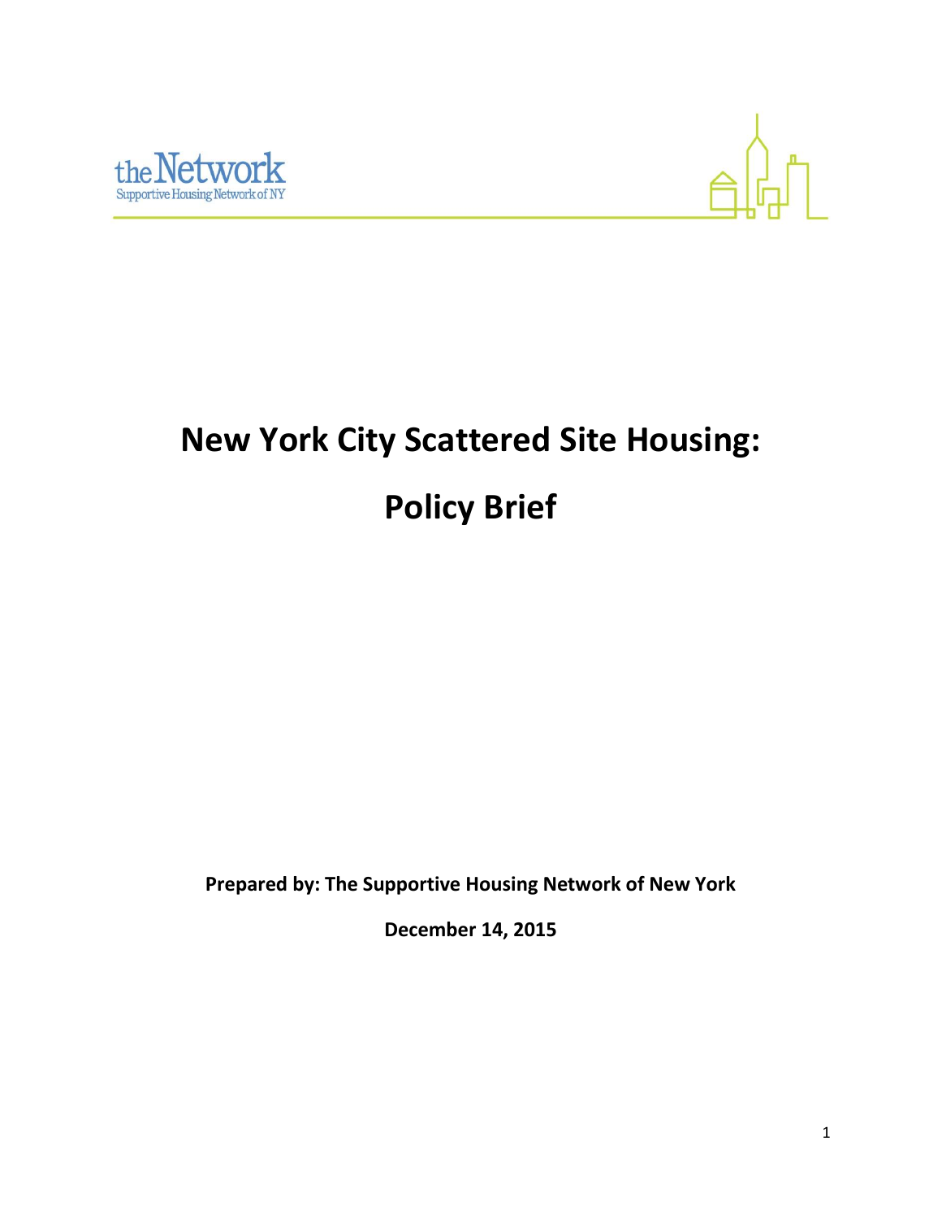the Network

Supportive Housing Network of NY

# New York City Scattered Site Housing:

# Policy Brief

**Prepared by: The Supportive Housing Network of New York**

**December 14, 2015**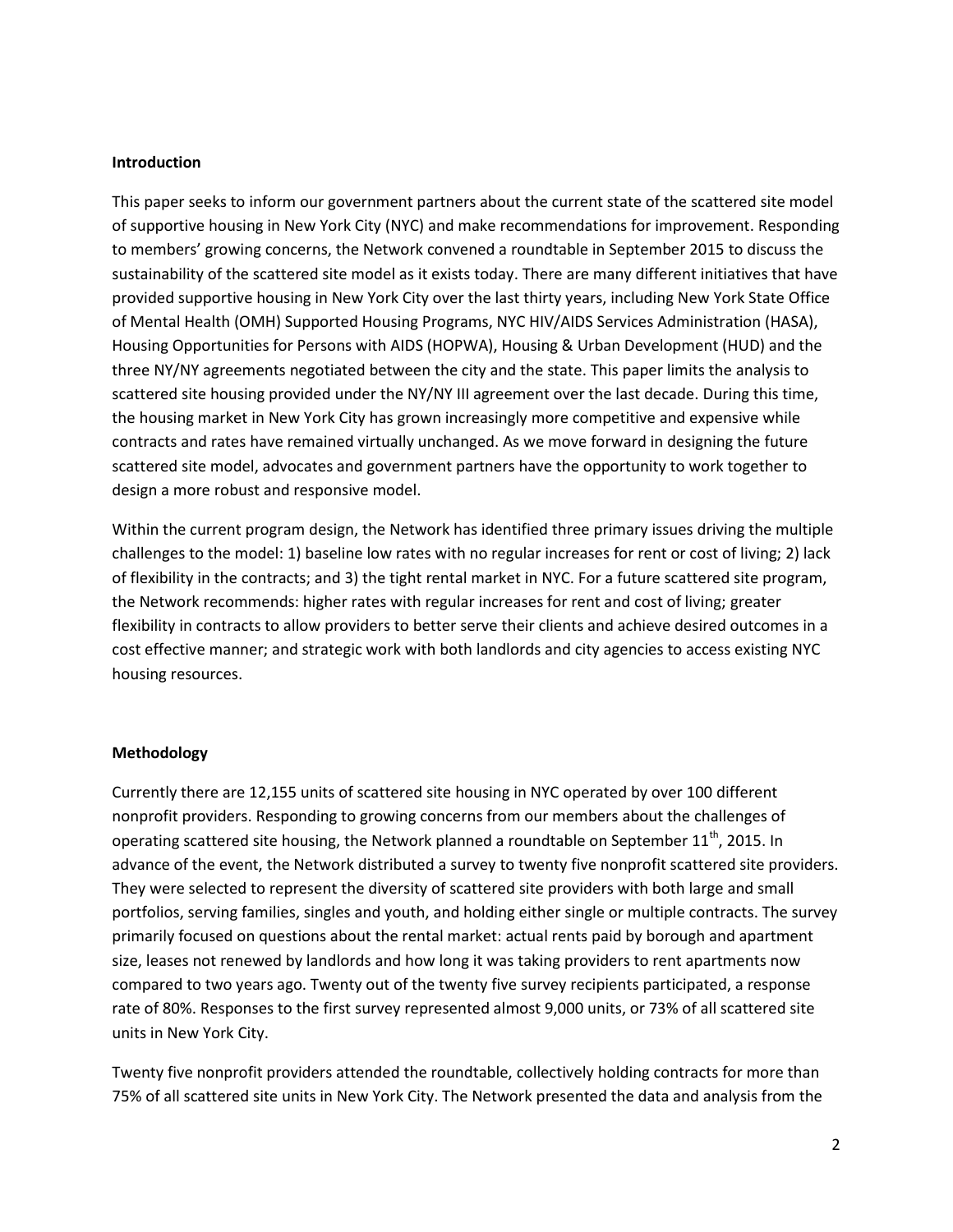## Introduction

This paper seeks to inform our government partners about the current state of the scattered site model of supportive housing in New York City (NYC) and make recommendations for improvement. Responding to members' growing concerns, the Network convened a roundtable in September 2015 to discuss the sustainability of the scattered site model as it exists today. There are many different initiatives that have provided supportive housing in New York City over the last thirty years, including New York State Office of Mental Health (OMH) Supported Housing Programs, NYC HIV/AIDS Services Administration (HASA), Housing Opportunities for Persons with AIDS (HOPWA), Housing & Urban Development (HUD) and the three NY/NY agreements negotiated between the city and the state. This paper limits the analysis to scattered site housing provided under the NY/NY III agreement over the last decade. During this time, the housing market in New York City has grown increasingly more competitive and expensive while contracts and rates have remained virtually unchanged. As we move forward in designing the future scattered site model, advocates and government partners have the opportunity to work together to design a more robust and responsive model.

Within the current program design, the Network has identified three primary issues driving the multiple challenges to the model: 1) baseline low rates with no regular increases for rent or cost of living; 2) lack of flexibility in the contracts; and 3) the tight rental market in NYC. For a future scattered site program, the Network recommends: higher rates with regular increases for rent and cost of living; greater flexibility in contracts to allow providers to better serve their clients and achieve desired outcomes in a cost effective manner; and strategic work with both landlords and city agencies to access existing NYC housing resources.

## Methodology

Currently there are 12,155 units of scattered site housing in NYC operated by over 100 different nonprofit providers. Responding to growing concerns from our members about the challenges of operating scattered site housing, the Network planned a roundtable on September 11th, 2015. In advance of the event, the Network distributed a survey to twenty five nonprofit scattered site providers. They were selected to represent the diversity of scattered site providers with both large and small portfolios, serving families, singles and youth, and holding either single or multiple contracts. The survey primarily focused on questions about the rental market: actual rents paid by borough and apartment size, leases not renewed by landlords and how long it was taking providers to rent apartments now compared to two years ago. Twenty out of the twenty five survey recipients participated, a response rate of 80%. Responses to the first survey represented almost 9,000 units, or 73% of all scattered site units in New York City.

Twenty five nonprofit providers attended the roundtable, collectively holding contracts for more than 75% of all scattered site units in New York City. The Network presented the data and analysis from the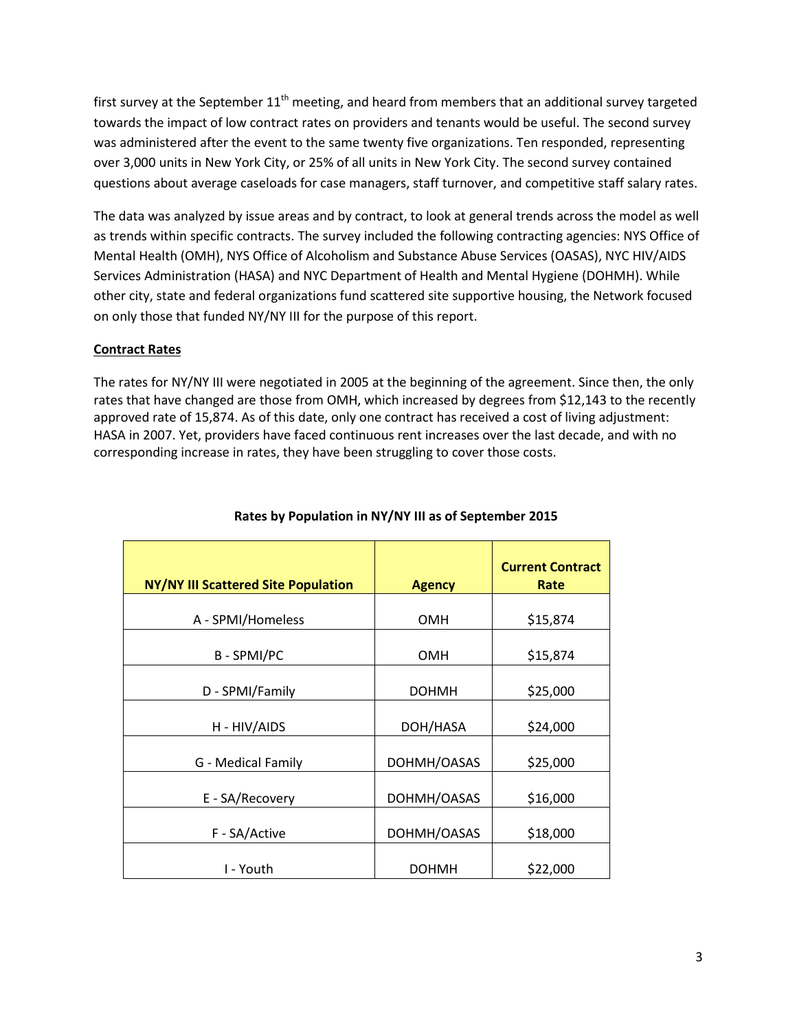first survey at the September 11th meeting, and heard from members that an additional survey targeted towards the impact of low contract rates on providers and tenants would be useful. The second survey was administered after the event to the same twenty five organizations. Ten responded, representing over 3,000 units in New York City, or 25% of all units in New York City. The second survey contained questions about average caseloads for case managers, staff turnover, and competitive staff salary rates.

The data was analyzed by issue areas and by contract, to look at general trends across the model as well as trends within specific contracts. The survey included the following contracting agencies: NYS Office of Mental Health (OMH), NYS Office of Alcoholism and Substance Abuse Services (OASAS), NYC HIV/AIDS Services Administration (HASA) and NYC Department of Health and Mental Hygiene (DOHMH). While other city, state and federal organizations fund scattered site supportive housing, the Network focused on only those that funded NY/NY III for the purpose of this report.

**Contract Rates**

The rates for NY/NY III were negotiated in 2005 at the beginning of the agreement. Since then, the only rates that have changed are those from OMH, which increased by degrees from $12,143 to the recently approved rate of 15,874. As of this date, only one contract has received a cost of living adjustment: HASA in 2007. Yet, providers have faced continuous rent increases over the last decade, and with no corresponding increase in rates, they have been struggling to cover those costs.

**Rates by Population in NY/NY III as of September 2015**

| NY/NY III Scattered Site Population | Agency | Current Contract Rate |
|---|---|---|
| A - SPMI/Homeless | OMH | $15,874 |
| B - SPMI/PC | OMH | $15,874 |
| D - SPMI/Family | DOHMH | $25,000 |
| H - HIV/AIDS | DOH/HASA | $24,000 |
| G - Medical Family | DOHMH/OASAS | $25,000 |
| E - SA/Recovery | DOHMH/OASAS | $16,000 |
| F - SA/Active | DOHMH/OASAS | $18,000 |
| I - Youth | DOHMH | $22,000 |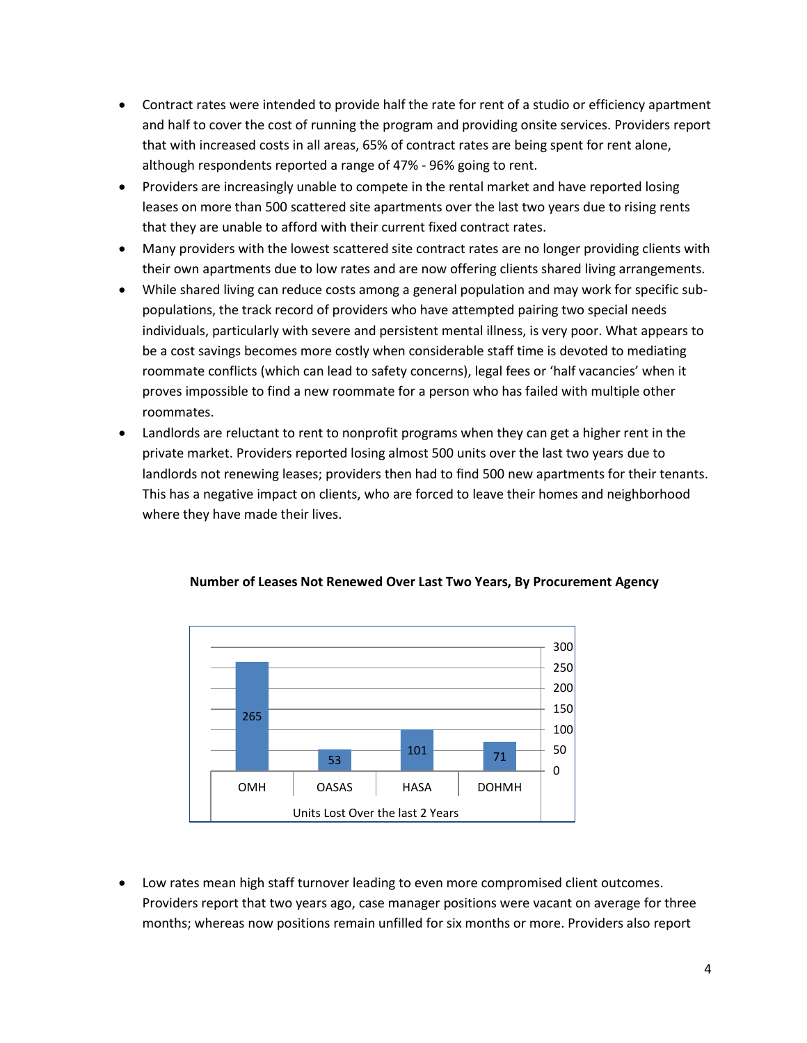- Contract rates were intended to provide half the rate for rent of a studio or efficiency apartment and half to cover the cost of running the program and providing onsite services. Providers report that with increased costs in all areas, 65% of contract rates are being spent for rent alone, although respondents reported a range of 47% - 96% going to rent.
- Providers are increasingly unable to compete in the rental market and have reported losing leases on more than 500 scattered site apartments over the last two years due to rising rents that they are unable to afford with their current fixed contract rates.
- Many providers with the lowest scattered site contract rates are no longer providing clients with their own apartments due to low rates and are now offering clients shared living arrangements.
- While shared living can reduce costs among a general population and may work for specific sub-populations, the track record of providers who have attempted pairing two special needs individuals, particularly with severe and persistent mental illness, is very poor. What appears to be a cost savings becomes more costly when considerable staff time is devoted to mediating roommate conflicts (which can lead to safety concerns), legal fees or 'half vacancies' when it proves impossible to find a new roommate for a person who has failed with multiple other roommates.
- Landlords are reluctant to rent to nonprofit programs when they can get a higher rent in the private market. Providers reported losing almost 500 units over the last two years due to landlords not renewing leases; providers then had to find 500 new apartments for their tenants. This has a negative impact on clients, who are forced to leave their homes and neighborhood where they have made their lives.

**Number of Leases Not Renewed Over Last Two Years, By Procurement Agency**

| Units Lost Over the last 2 Years | OMH | OASAS | HASA | DOHMH |
|---|---|---|---|---|
| Units | 265 | 53 | 101 | 71 |

- Low rates mean high staff turnover leading to even more compromised client outcomes. Providers report that two years ago, case manager positions were vacant on average for three months; whereas now positions remain unfilled for six months or more. Providers also report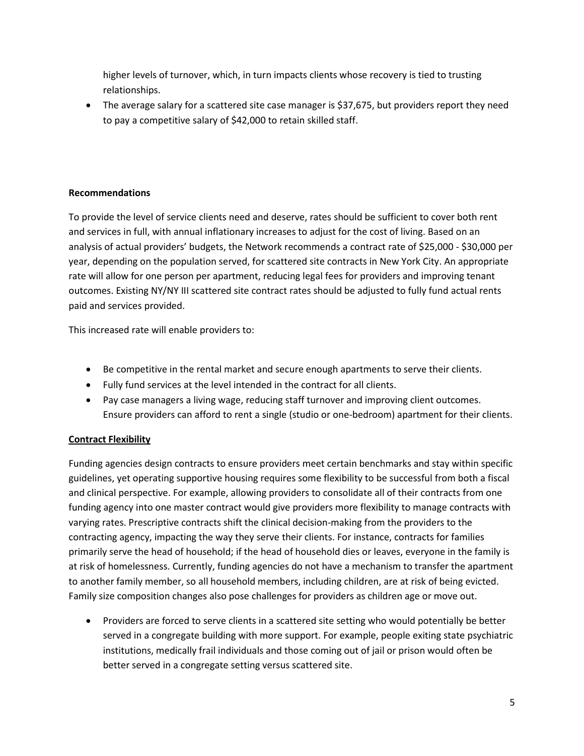higher levels of turnover, which, in turn impacts clients whose recovery is tied to trusting relationships.

- The average salary for a scattered site case manager is $37,675, but providers report they need to pay a competitive salary of $42,000 to retain skilled staff.

**Recommendations**

To provide the level of service clients need and deserve, rates should be sufficient to cover both rent and services in full, with annual inflationary increases to adjust for the cost of living. Based on an analysis of actual providers' budgets, the Network recommends a contract rate of $25,000 - $30,000 per year, depending on the population served, for scattered site contracts in New York City. An appropriate rate will allow for one person per apartment, reducing legal fees for providers and improving tenant outcomes. Existing NY/NY III scattered site contract rates should be adjusted to fully fund actual rents paid and services provided.

This increased rate will enable providers to:

- Be competitive in the rental market and secure enough apartments to serve their clients.
- Fully fund services at the level intended in the contract for all clients.
- Pay case managers a living wage, reducing staff turnover and improving client outcomes. Ensure providers can afford to rent a single (studio or one-bedroom) apartment for their clients.

**Contract Flexibility**

Funding agencies design contracts to ensure providers meet certain benchmarks and stay within specific guidelines, yet operating supportive housing requires some flexibility to be successful from both a fiscal and clinical perspective. For example, allowing providers to consolidate all of their contracts from one funding agency into one master contract would give providers more flexibility to manage contracts with varying rates. Prescriptive contracts shift the clinical decision-making from the providers to the contracting agency, impacting the way they serve their clients. For instance, contracts for families primarily serve the head of household; if the head of household dies or leaves, everyone in the family is at risk of homelessness. Currently, funding agencies do not have a mechanism to transfer the apartment to another family member, so all household members, including children, are at risk of being evicted. Family size composition changes also pose challenges for providers as children age or move out.

- Providers are forced to serve clients in a scattered site setting who would potentially be better served in a congregate building with more support. For example, people exiting state psychiatric institutions, medically frail individuals and those coming out of jail or prison would often be better served in a congregate setting versus scattered site.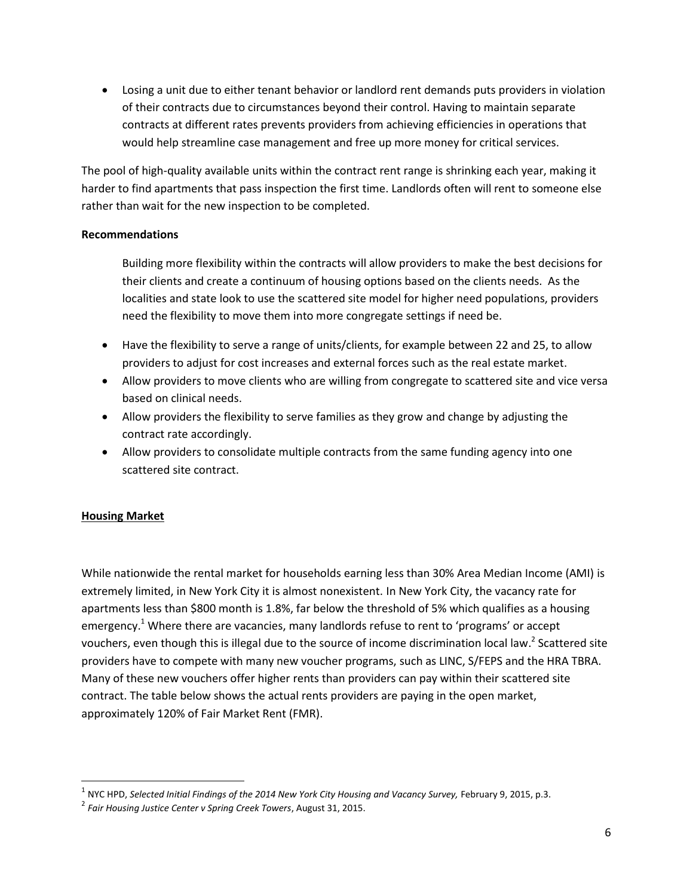- Losing a unit due to either tenant behavior or landlord rent demands puts providers in violation of their contracts due to circumstances beyond their control. Having to maintain separate contracts at different rates prevents providers from achieving efficiencies in operations that would help streamline case management and free up more money for critical services.

The pool of high-quality available units within the contract rent range is shrinking each year, making it harder to find apartments that pass inspection the first time. Landlords often will rent to someone else rather than wait for the new inspection to be completed.

**Recommendations**

Building more flexibility within the contracts will allow providers to make the best decisions for their clients and create a continuum of housing options based on the clients needs. As the localities and state look to use the scattered site model for higher need populations, providers need the flexibility to move them into more congregate settings if need be.

- Have the flexibility to serve a range of units/clients, for example between 22 and 25, to allow providers to adjust for cost increases and external forces such as the real estate market.
- Allow providers to move clients who are willing from congregate to scattered site and vice versa based on clinical needs.
- Allow providers the flexibility to serve families as they grow and change by adjusting the contract rate accordingly.
- Allow providers to consolidate multiple contracts from the same funding agency into one scattered site contract.

**Housing Market**

While nationwide the rental market for households earning less than 30% Area Median Income (AMI) is extremely limited, in New York City it is almost nonexistent. In New York City, the vacancy rate for apartments less than $800 month is 1.8%, far below the threshold of 5% which qualifies as a housing emergency.[1] Where there are vacancies, many landlords refuse to rent to 'programs' or accept vouchers, even though this is illegal due to the source of income discrimination local law.[2] Scattered site providers have to compete with many new voucher programs, such as LINC, S/FEPS and the HRA TBRA. Many of these new vouchers offer higher rents than providers can pay within their scattered site contract. The table below shows the actual rents providers are paying in the open market, approximately 120% of Fair Market Rent (FMR).

---

[1] NYC HPD, *Selected Initial Findings of the 2014 New York City Housing and Vacancy Survey,* February 9, 2015, p.3.

[2] *Fair Housing Justice Center v Spring Creek Towers*, August 31, 2015.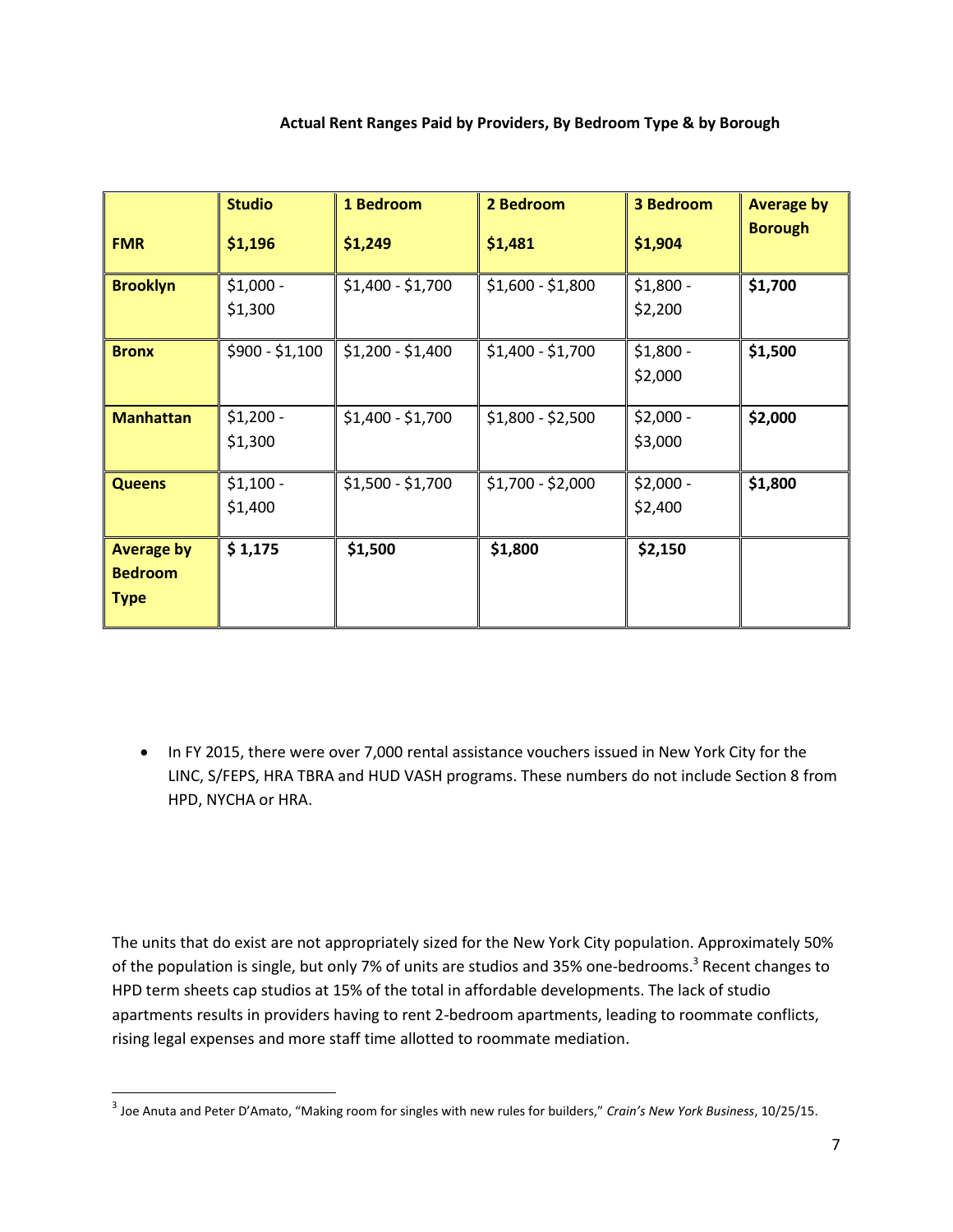**Actual Rent Ranges Paid by Providers, By Bedroom Type & by Borough**

| FMR | Studio $1,196 | 1 Bedroom $1,249 | 2 Bedroom $1,481 | 3 Bedroom $1,904 | Average by Borough |
|---|---|---|---|---|---|
| **Brooklyn** | $1,000 - $1,300 | $1,400 - $1,700 | $1,600 - $1,800 | $1,800 - $2,200 | **$1,700** |
| **Bronx** | $900 - $1,100 | $1,200 - $1,400 | $1,400 - $1,700 | $1,800 - $2,000 | **$1,500** |
| **Manhattan** | $1,200 - $1,300 | $1,400 - $1,700 | $1,800 - $2,500 | $2,000 - $3,000 | **$2,000** |
| **Queens** | $1,100 - $1,400 | $1,500 - $1,700 | $1,700 - $2,000 | $2,000 - $2,400 | **$1,800** |
| **Average by Bedroom Type** | **$ 1,175** | **$1,500** | **$1,800** | **$2,150** | |

- In FY 2015, there were over 7,000 rental assistance vouchers issued in New York City for the LINC, S/FEPS, HRA TBRA and HUD VASH programs. These numbers do not include Section 8 from HPD, NYCHA or HRA.

The units that do exist are not appropriately sized for the New York City population. Approximately 50% of the population is single, but only 7% of units are studios and 35% one-bedrooms.[3] Recent changes to HPD term sheets cap studios at 15% of the total in affordable developments. The lack of studio apartments results in providers having to rent 2-bedroom apartments, leading to roommate conflicts, rising legal expenses and more staff time allotted to roommate mediation.

[3] Joe Anuta and Peter D'Amato, "Making room for singles with new rules for builders," *Crain's New York Business*, 10/25/15.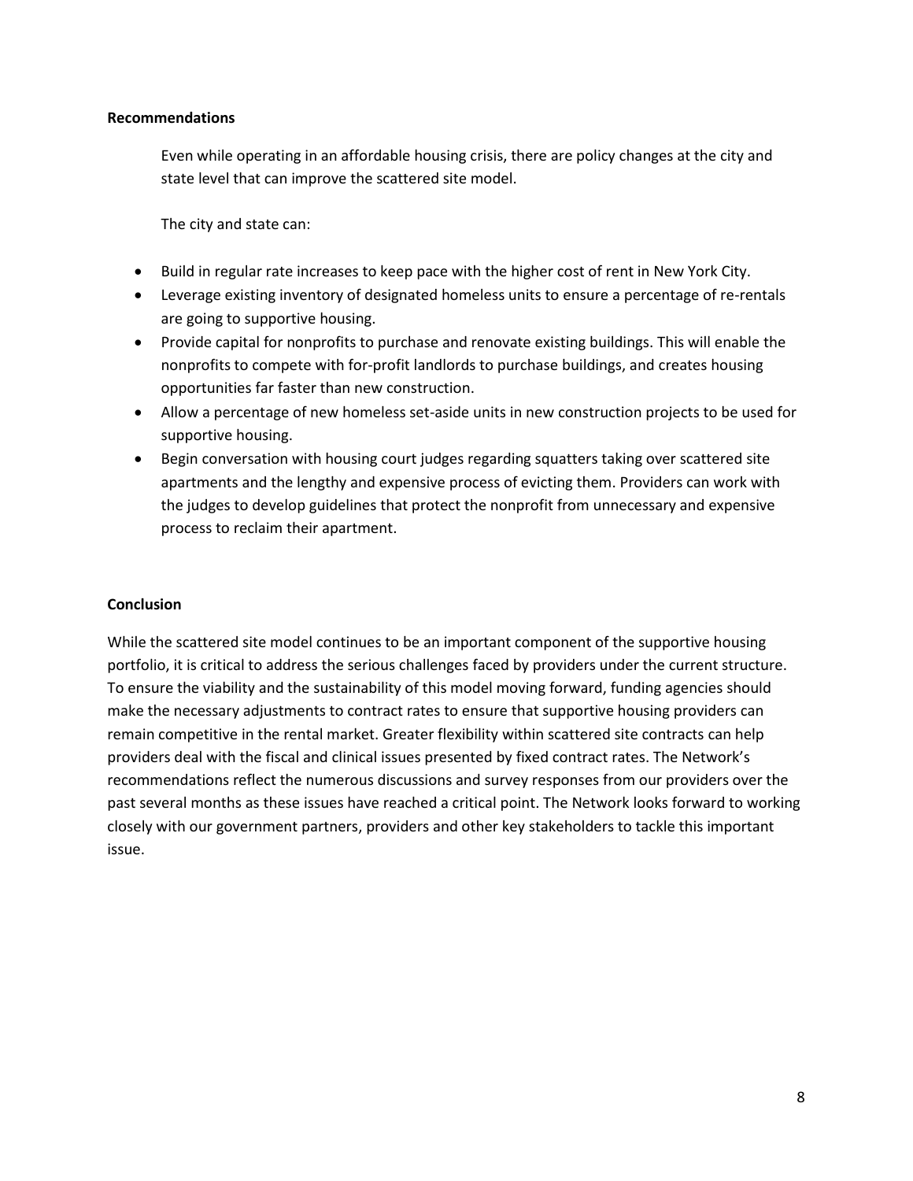**Recommendations**

Even while operating in an affordable housing crisis, there are policy changes at the city and state level that can improve the scattered site model.

The city and state can:

- Build in regular rate increases to keep pace with the higher cost of rent in New York City.
- Leverage existing inventory of designated homeless units to ensure a percentage of re-rentals are going to supportive housing.
- Provide capital for nonprofits to purchase and renovate existing buildings. This will enable the nonprofits to compete with for-profit landlords to purchase buildings, and creates housing opportunities far faster than new construction.
- Allow a percentage of new homeless set-aside units in new construction projects to be used for supportive housing.
- Begin conversation with housing court judges regarding squatters taking over scattered site apartments and the lengthy and expensive process of evicting them. Providers can work with the judges to develop guidelines that protect the nonprofit from unnecessary and expensive process to reclaim their apartment.

**Conclusion**

While the scattered site model continues to be an important component of the supportive housing portfolio, it is critical to address the serious challenges faced by providers under the current structure. To ensure the viability and the sustainability of this model moving forward, funding agencies should make the necessary adjustments to contract rates to ensure that supportive housing providers can remain competitive in the rental market. Greater flexibility within scattered site contracts can help providers deal with the fiscal and clinical issues presented by fixed contract rates. The Network's recommendations reflect the numerous discussions and survey responses from our providers over the past several months as these issues have reached a critical point. The Network looks forward to working closely with our government partners, providers and other key stakeholders to tackle this important issue.